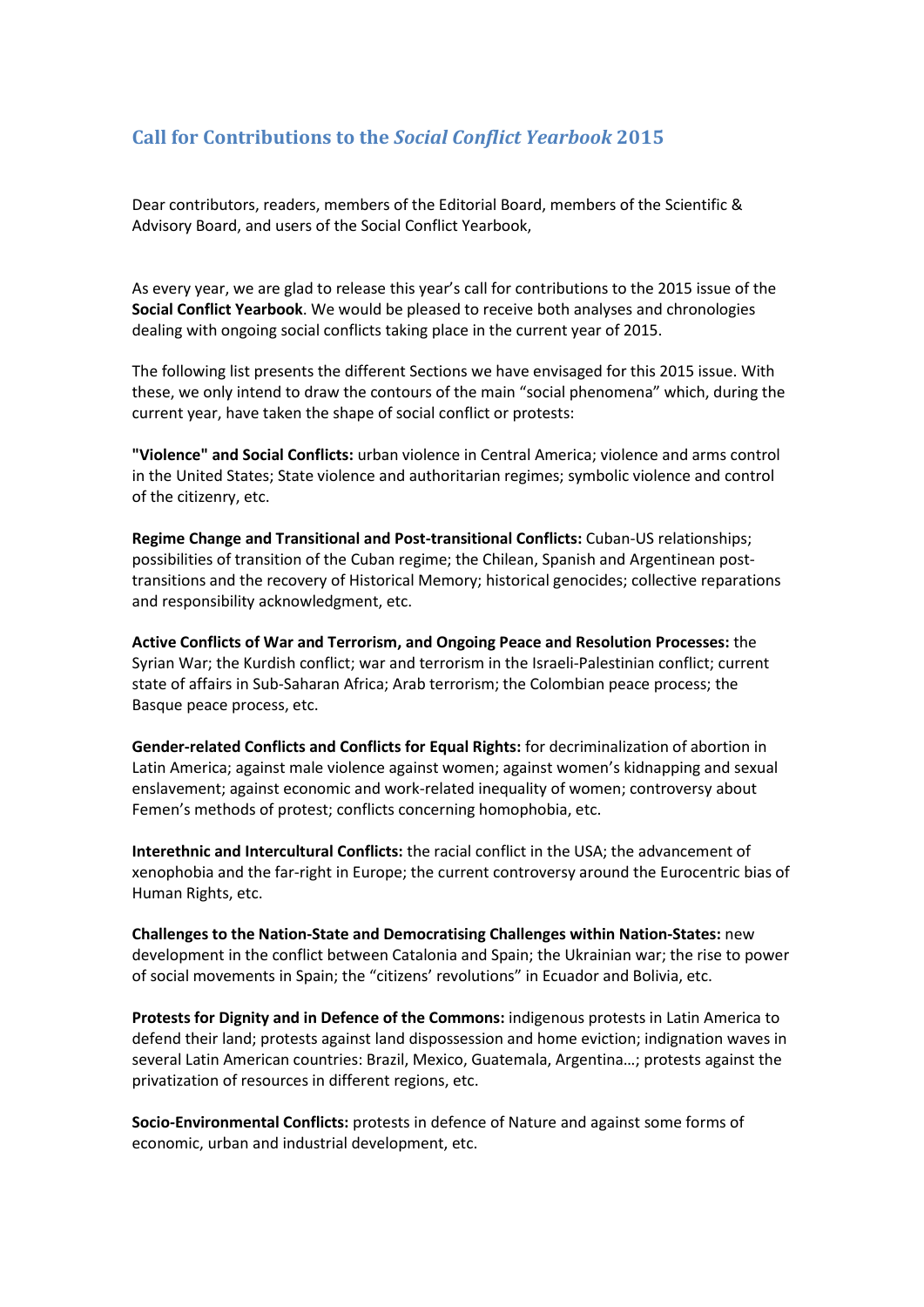## Call for Contributions to the *Social Conflict Yearbook* 2015

Dear contributors, readers, members of the Editorial Board, members of the Scientific & Advisory Board, and users of the Social Conflict Yearbook,

As every year, we are glad to release this year's call for contributions to the 2015 issue of the **Social Conflict Yearbook**. We would be pleased to receive both analyses and chronologies dealing with ongoing social conflicts taking place in the current year of 2015.

The following list presents the different Sections we have envisaged for this 2015 issue. With these, we only intend to draw the contours of the main "social phenomena" which, during the current year, have taken the shape of social conflict or protests:

**"Violence" and Social Conflicts:** urban violence in Central America; violence and arms control in the United States; State violence and authoritarian regimes; symbolic violence and control of the citizenry, etc.

**Regime Change and Transitional and Post-transitional Conflicts:** Cuban-US relationships; possibilities of transition of the Cuban regime; the Chilean, Spanish and Argentinean post-transitions and the recovery of Historical Memory; historical genocides; collective reparations and responsibility acknowledgment, etc.

**Active Conflicts of War and Terrorism, and Ongoing Peace and Resolution Processes:** the Syrian War; the Kurdish conflict; war and terrorism in the Israeli-Palestinian conflict; current state of affairs in Sub-Saharan Africa; Arab terrorism; the Colombian peace process; the Basque peace process, etc.

**Gender-related Conflicts and Conflicts for Equal Rights:** for decriminalization of abortion in Latin America; against male violence against women; against women's kidnapping and sexual enslavement; against economic and work-related inequality of women; controversy about Femen's methods of protest; conflicts concerning homophobia, etc.

**Interethnic and Intercultural Conflicts:** the racial conflict in the USA; the advancement of xenophobia and the far-right in Europe; the current controversy around the Eurocentric bias of Human Rights, etc.

**Challenges to the Nation-State and Democratising Challenges within Nation-States:** new development in the conflict between Catalonia and Spain; the Ukrainian war; the rise to power of social movements in Spain; the "citizens' revolutions" in Ecuador and Bolivia, etc.

**Protests for Dignity and in Defence of the Commons:** indigenous protests in Latin America to defend their land; protests against land dispossession and home eviction; indignation waves in several Latin American countries: Brazil, Mexico, Guatemala, Argentina…; protests against the privatization of resources in different regions, etc.

**Socio-Environmental Conflicts:** protests in defence of Nature and against some forms of economic, urban and industrial development, etc.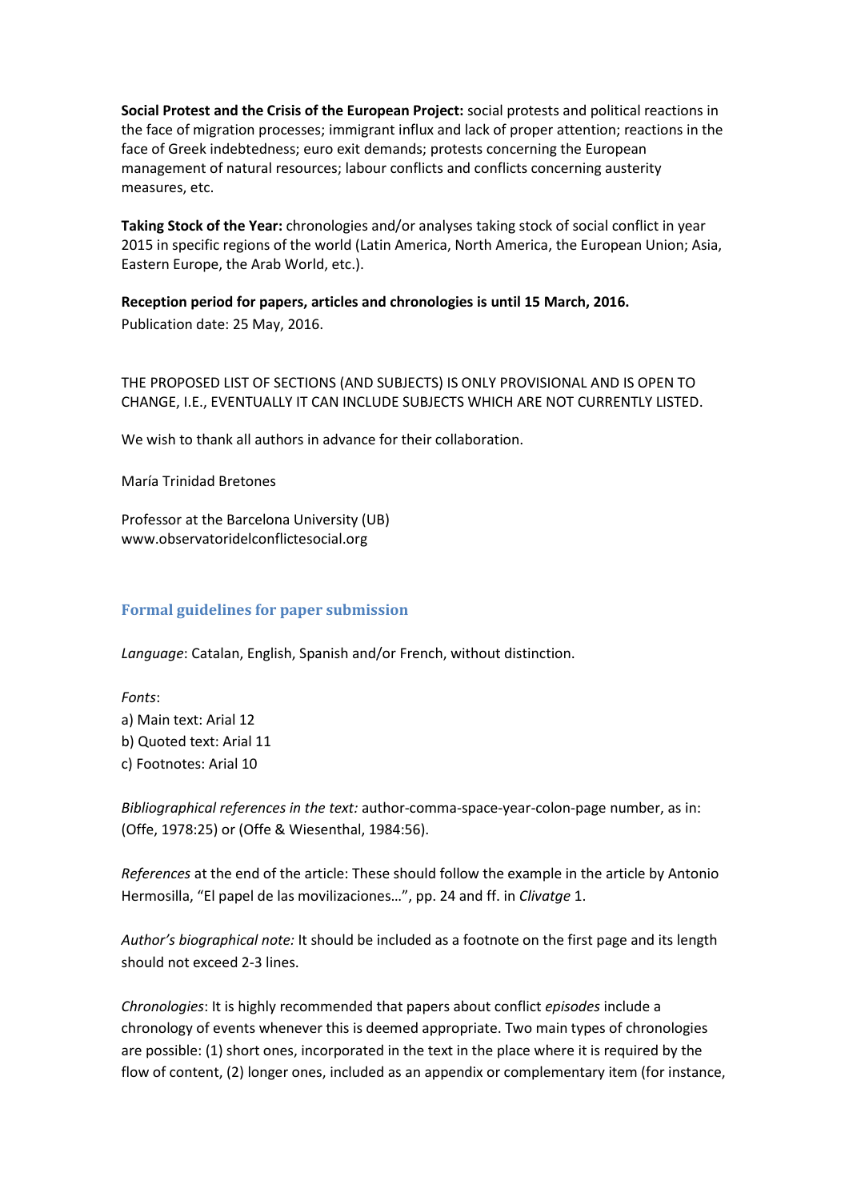**Social Protest and the Crisis of the European Project:** social protests and political reactions in the face of migration processes; immigrant influx and lack of proper attention; reactions in the face of Greek indebtedness; euro exit demands; protests concerning the European management of natural resources; labour conflicts and conflicts concerning austerity measures, etc.

**Taking Stock of the Year:** chronologies and/or analyses taking stock of social conflict in year 2015 in specific regions of the world (Latin America, North America, the European Union; Asia, Eastern Europe, the Arab World, etc.).

**Reception period for papers, articles and chronologies is until 15 March, 2016.**
Publication date: 25 May, 2016.

THE PROPOSED LIST OF SECTIONS (AND SUBJECTS) IS ONLY PROVISIONAL AND IS OPEN TO CHANGE, I.E., EVENTUALLY IT CAN INCLUDE SUBJECTS WHICH ARE NOT CURRENTLY LISTED.

We wish to thank all authors in advance for their collaboration.

María Trinidad Bretones

Professor at the Barcelona University (UB)
www.observatoridelconflictesocial.org

## Formal guidelines for paper submission

*Language*: Catalan, English, Spanish and/or French, without distinction.

*Fonts*:
a) Main text: Arial 12
b) Quoted text: Arial 11
c) Footnotes: Arial 10

*Bibliographical references in the text:* author-comma-space-year-colon-page number, as in: (Offe, 1978:25) or (Offe & Wiesenthal, 1984:56).

*References* at the end of the article: These should follow the example in the article by Antonio Hermosilla, "El papel de las movilizaciones…", pp. 24 and ff. in *Clivatge* 1.

*Author's biographical note:* It should be included as a footnote on the first page and its length should not exceed 2-3 lines.

*Chronologies*: It is highly recommended that papers about conflict *episodes* include a chronology of events whenever this is deemed appropriate. Two main types of chronologies are possible: (1) short ones, incorporated in the text in the place where it is required by the flow of content, (2) longer ones, included as an appendix or complementary item (for instance,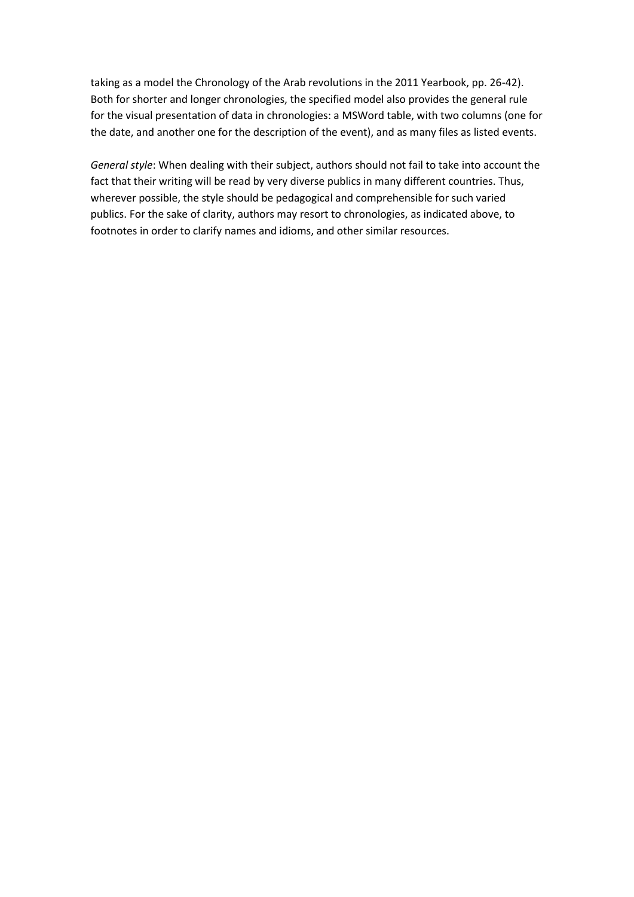taking as a model the Chronology of the Arab revolutions in the 2011 Yearbook, pp. 26-42). Both for shorter and longer chronologies, the specified model also provides the general rule for the visual presentation of data in chronologies: a MSWord table, with two columns (one for the date, and another one for the description of the event), and as many files as listed events.

*General style*: When dealing with their subject, authors should not fail to take into account the fact that their writing will be read by very diverse publics in many different countries. Thus, wherever possible, the style should be pedagogical and comprehensible for such varied publics. For the sake of clarity, authors may resort to chronologies, as indicated above, to footnotes in order to clarify names and idioms, and other similar resources.